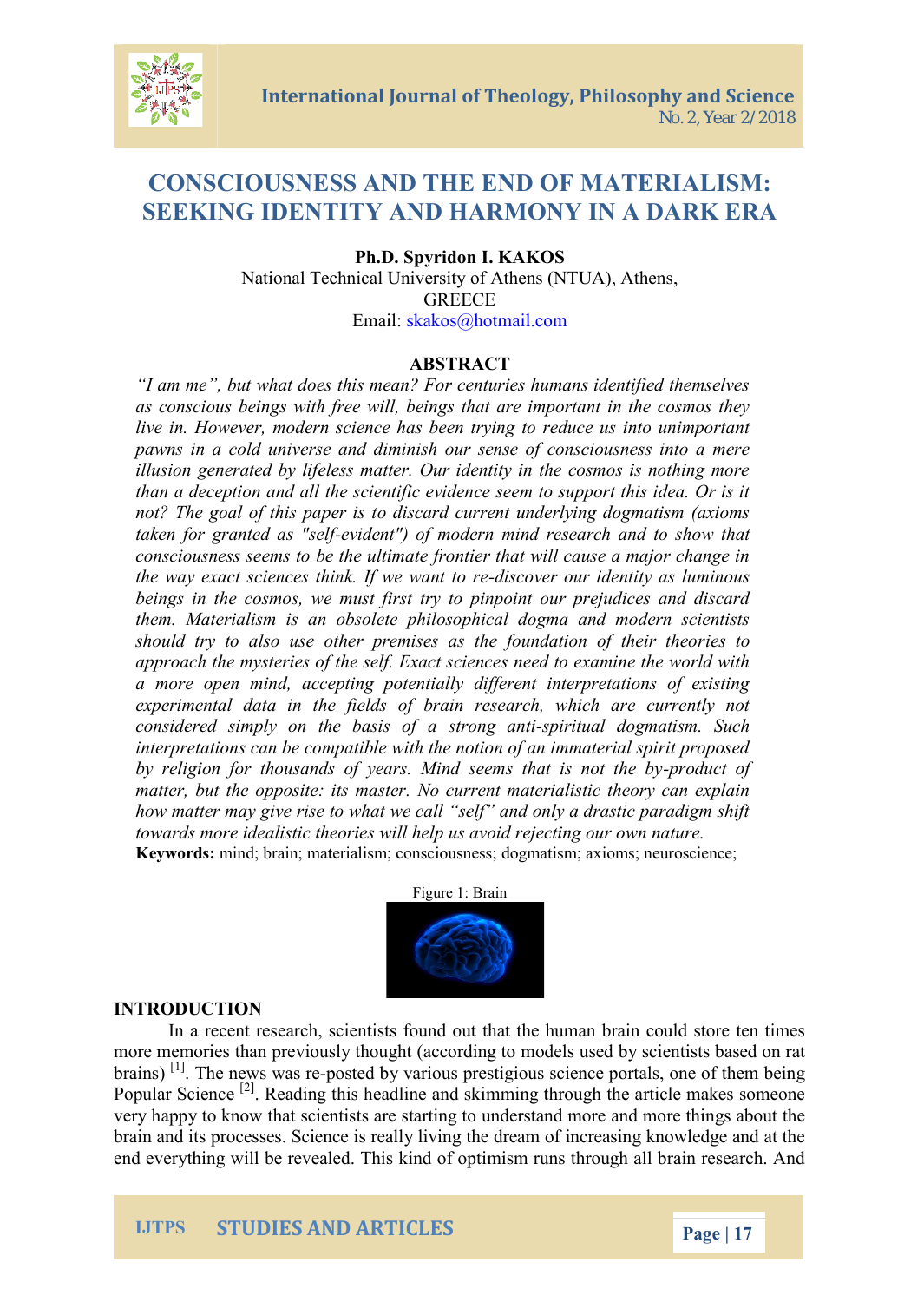# CONSCIOUSNESS AND THE END OF MATERIALISM: SEEKING IDENTITY AND HARMONY IN A DARK ERA

**Ph.D. Spyridon I. KAKOS**
National Technical University of Athens (NTUA), Athens,
GREECE
Email: skakos@hotmail.com

## ABSTRACT

*"I am me", but what does this mean? For centuries humans identified themselves as conscious beings with free will, beings that are important in the cosmos they live in. However, modern science has been trying to reduce us into unimportant pawns in a cold universe and diminish our sense of consciousness into a mere illusion generated by lifeless matter. Our identity in the cosmos is nothing more than a deception and all the scientific evidence seem to support this idea. Or is it not? The goal of this paper is to discard current underlying dogmatism (axioms taken for granted as "self-evident") of modern mind research and to show that consciousness seems to be the ultimate frontier that will cause a major change in the way exact sciences think. If we want to re-discover our identity as luminous beings in the cosmos, we must first try to pinpoint our prejudices and discard them. Materialism is an obsolete philosophical dogma and modern scientists should try to also use other premises as the foundation of their theories to approach the mysteries of the self. Exact sciences need to examine the world with a more open mind, accepting potentially different interpretations of existing experimental data in the fields of brain research, which are currently not considered simply on the basis of a strong anti-spiritual dogmatism. Such interpretations can be compatible with the notion of an immaterial spirit proposed by religion for thousands of years. Mind seems that is not the by-product of matter, but the opposite: its master. No current materialistic theory can explain how matter may give rise to what we call "self" and only a drastic paradigm shift towards more idealistic theories will help us avoid rejecting our own nature.*

**Keywords:** mind; brain; materialism; consciousness; dogmatism; axioms; neuroscience;

Figure 1: Brain

## INTRODUCTION

In a recent research, scientists found out that the human brain could store ten times more memories than previously thought (according to models used by scientists based on rat brains) [1]. The news was re-posted by various prestigious science portals, one of them being Popular Science [2]. Reading this headline and skimming through the article makes someone very happy to know that scientists are starting to understand more and more things about the brain and its processes. Science is really living the dream of increasing knowledge and at the end everything will be revealed. This kind of optimism runs through all brain research. And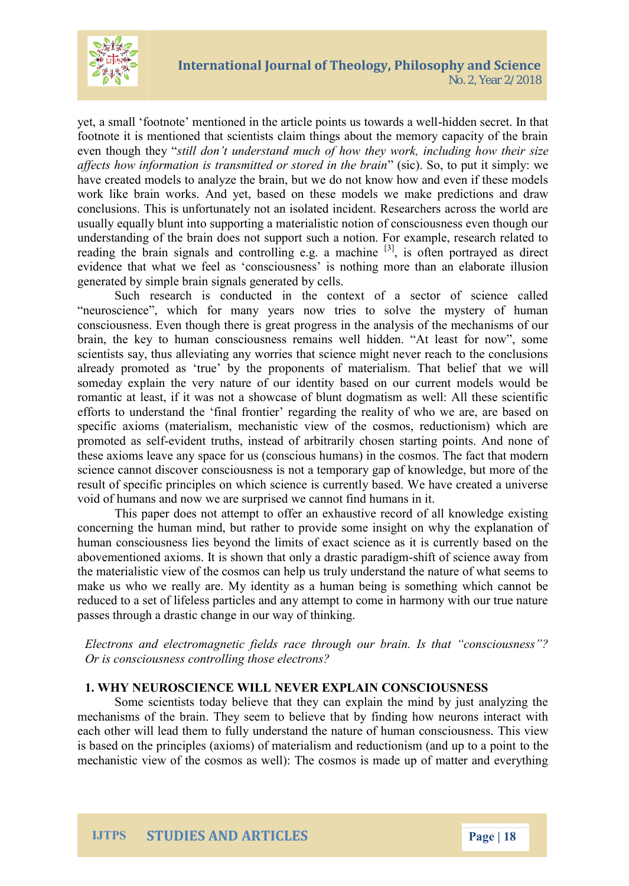yet, a small 'footnote' mentioned in the article points us towards a well-hidden secret. In that footnote it is mentioned that scientists claim things about the memory capacity of the brain even though they "*still don't understand much of how they work, including how their size affects how information is transmitted or stored in the brain*" (sic). So, to put it simply: we have created models to analyze the brain, but we do not know how and even if these models work like brain works. And yet, based on these models we make predictions and draw conclusions. This is unfortunately not an isolated incident. Researchers across the world are usually equally blunt into supporting a materialistic notion of consciousness even though our understanding of the brain does not support such a notion. For example, research related to reading the brain signals and controlling e.g. a machine [3], is often portrayed as direct evidence that what we feel as 'consciousness' is nothing more than an elaborate illusion generated by simple brain signals generated by cells.

Such research is conducted in the context of a sector of science called "neuroscience", which for many years now tries to solve the mystery of human consciousness. Even though there is great progress in the analysis of the mechanisms of our brain, the key to human consciousness remains well hidden. "At least for now", some scientists say, thus alleviating any worries that science might never reach to the conclusions already promoted as 'true' by the proponents of materialism. That belief that we will someday explain the very nature of our identity based on our current models would be romantic at least, if it was not a showcase of blunt dogmatism as well: All these scientific efforts to understand the 'final frontier' regarding the reality of who we are, are based on specific axioms (materialism, mechanistic view of the cosmos, reductionism) which are promoted as self-evident truths, instead of arbitrarily chosen starting points. And none of these axioms leave any space for us (conscious humans) in the cosmos. The fact that modern science cannot discover consciousness is not a temporary gap of knowledge, but more of the result of specific principles on which science is currently based. We have created a universe void of humans and now we are surprised we cannot find humans in it.

This paper does not attempt to offer an exhaustive record of all knowledge existing concerning the human mind, but rather to provide some insight on why the explanation of human consciousness lies beyond the limits of exact science as it is currently based on the abovementioned axioms. It is shown that only a drastic paradigm-shift of science away from the materialistic view of the cosmos can help us truly understand the nature of what seems to make us who we really are. My identity as a human being is something which cannot be reduced to a set of lifeless particles and any attempt to come in harmony with our true nature passes through a drastic change in our way of thinking.

*Electrons and electromagnetic fields race through our brain. Is that "consciousness"? Or is consciousness controlling those electrons?*

## 1. WHY NEUROSCIENCE WILL NEVER EXPLAIN CONSCIOUSNESS

Some scientists today believe that they can explain the mind by just analyzing the mechanisms of the brain. They seem to believe that by finding how neurons interact with each other will lead them to fully understand the nature of human consciousness. This view is based on the principles (axioms) of materialism and reductionism (and up to a point to the mechanistic view of the cosmos as well): The cosmos is made up of matter and everything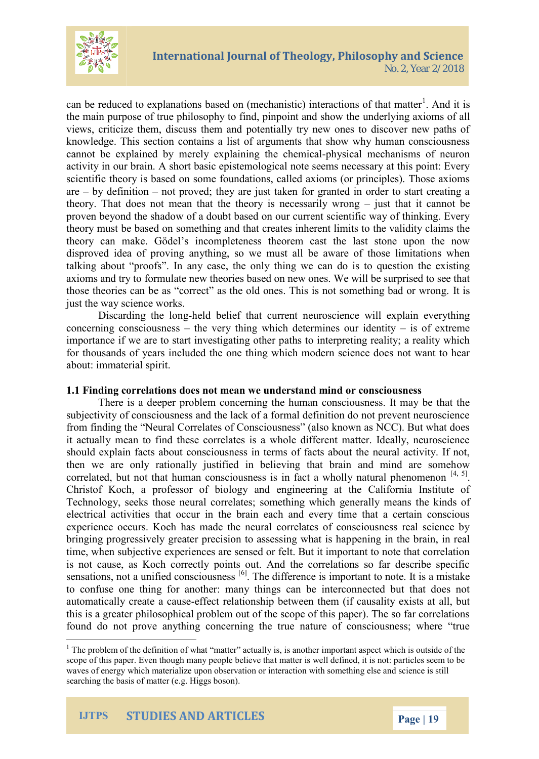can be reduced to explanations based on (mechanistic) interactions of that matter[1]. And it is the main purpose of true philosophy to find, pinpoint and show the underlying axioms of all views, criticize them, discuss them and potentially try new ones to discover new paths of knowledge. This section contains a list of arguments that show why human consciousness cannot be explained by merely explaining the chemical-physical mechanisms of neuron activity in our brain. A short basic epistemological note seems necessary at this point: Every scientific theory is based on some foundations, called axioms (or principles). Those axioms are – by definition – not proved; they are just taken for granted in order to start creating a theory. That does not mean that the theory is necessarily wrong – just that it cannot be proven beyond the shadow of a doubt based on our current scientific way of thinking. Every theory must be based on something and that creates inherent limits to the validity claims the theory can make. Gödel's incompleteness theorem cast the last stone upon the now disproved idea of proving anything, so we must all be aware of those limitations when talking about "proofs". In any case, the only thing we can do is to question the existing axioms and try to formulate new theories based on new ones. We will be surprised to see that those theories can be as "correct" as the old ones. This is not something bad or wrong. It is just the way science works.

Discarding the long-held belief that current neuroscience will explain everything concerning consciousness – the very thing which determines our identity – is of extreme importance if we are to start investigating other paths to interpreting reality; a reality which for thousands of years included the one thing which modern science does not want to hear about: immaterial spirit.

### 1.1 Finding correlations does not mean we understand mind or consciousness

There is a deeper problem concerning the human consciousness. It may be that the subjectivity of consciousness and the lack of a formal definition do not prevent neuroscience from finding the "Neural Correlates of Consciousness" (also known as NCC). But what does it actually mean to find these correlates is a whole different matter. Ideally, neuroscience should explain facts about consciousness in terms of facts about the neural activity. If not, then we are only rationally justified in believing that brain and mind are somehow correlated, but not that human consciousness is in fact a wholly natural phenomenon [4, 5]. Christof Koch, a professor of biology and engineering at the California Institute of Technology, seeks those neural correlates; something which generally means the kinds of electrical activities that occur in the brain each and every time that a certain conscious experience occurs. Koch has made the neural correlates of consciousness real science by bringing progressively greater precision to assessing what is happening in the brain, in real time, when subjective experiences are sensed or felt. But it important to note that correlation is not cause, as Koch correctly points out. And the correlations so far describe specific sensations, not a unified consciousness [6]. The difference is important to note. It is a mistake to confuse one thing for another: many things can be interconnected but that does not automatically create a cause-effect relationship between them (if causality exists at all, but this is a greater philosophical problem out of the scope of this paper). The so far correlations found do not prove anything concerning the true nature of consciousness; where "true

[1] The problem of the definition of what "matter" actually is, is another important aspect which is outside of the scope of this paper. Even though many people believe that matter is well defined, it is not: particles seem to be waves of energy which materialize upon observation or interaction with something else and science is still searching the basis of matter (e.g. Higgs boson).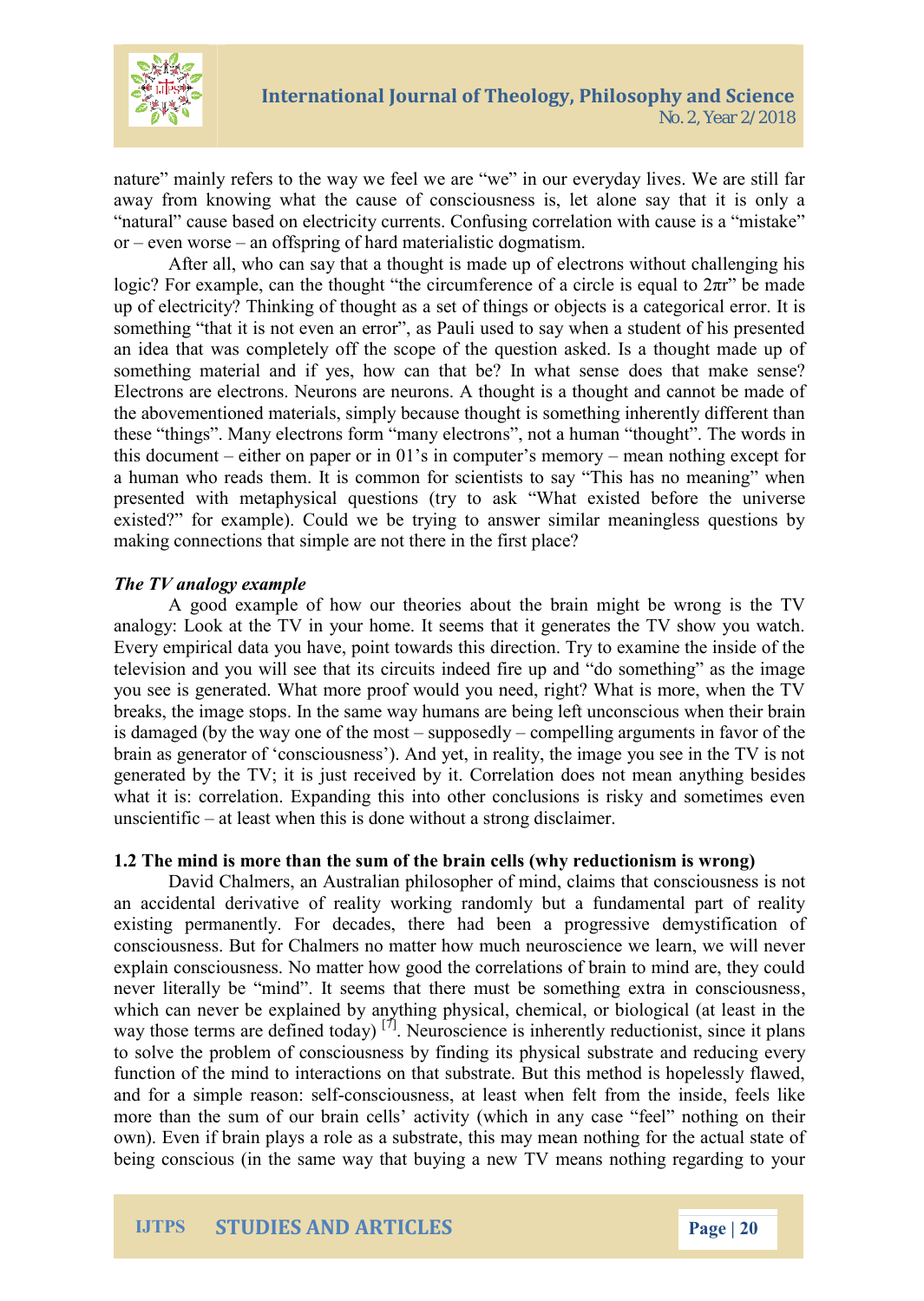nature" mainly refers to the way we feel we are "we" in our everyday lives. We are still far away from knowing what the cause of consciousness is, let alone say that it is only a "natural" cause based on electricity currents. Confusing correlation with cause is a "mistake" or – even worse – an offspring of hard materialistic dogmatism.

After all, who can say that a thought is made up of electrons without challenging his logic? For example, can the thought "the circumference of a circle is equal to $2\pi r$" be made up of electricity? Thinking of thought as a set of things or objects is a categorical error. It is something "that it is not even an error", as Pauli used to say when a student of his presented an idea that was completely off the scope of the question asked. Is a thought made up of something material and if yes, how can that be? In what sense does that make sense? Electrons are electrons. Neurons are neurons. A thought is a thought and cannot be made of the abovementioned materials, simply because thought is something inherently different than these "things". Many electrons form "many electrons", not a human "thought". The words in this document – either on paper or in 01's in computer's memory – mean nothing except for a human who reads them. It is common for scientists to say "This has no meaning" when presented with metaphysical questions (try to ask "What existed before the universe existed?" for example). Could we be trying to answer similar meaningless questions by making connections that simple are not there in the first place?

### *The TV analogy example*

A good example of how our theories about the brain might be wrong is the TV analogy: Look at the TV in your home. It seems that it generates the TV show you watch. Every empirical data you have, point towards this direction. Try to examine the inside of the television and you will see that its circuits indeed fire up and "do something" as the image you see is generated. What more proof would you need, right? What is more, when the TV breaks, the image stops. In the same way humans are being left unconscious when their brain is damaged (by the way one of the most – supposedly – compelling arguments in favor of the brain as generator of 'consciousness'). And yet, in reality, the image you see in the TV is not generated by the TV; it is just received by it. Correlation does not mean anything besides what it is: correlation. Expanding this into other conclusions is risky and sometimes even unscientific – at least when this is done without a strong disclaimer.

## 1.2 The mind is more than the sum of the brain cells (why reductionism is wrong)

David Chalmers, an Australian philosopher of mind, claims that consciousness is not an accidental derivative of reality working randomly but a fundamental part of reality existing permanently. For decades, there had been a progressive demystification of consciousness. But for Chalmers no matter how much neuroscience we learn, we will never explain consciousness. No matter how good the correlations of brain to mind are, they could never literally be "mind". It seems that there must be something extra in consciousness, which can never be explained by anything physical, chemical, or biological (at least in the way those terms are defined today) [7]. Neuroscience is inherently reductionist, since it plans to solve the problem of consciousness by finding its physical substrate and reducing every function of the mind to interactions on that substrate. But this method is hopelessly flawed, and for a simple reason: self-consciousness, at least when felt from the inside, feels like more than the sum of our brain cells' activity (which in any case "feel" nothing on their own). Even if brain plays a role as a substrate, this may mean nothing for the actual state of being conscious (in the same way that buying a new TV means nothing regarding to your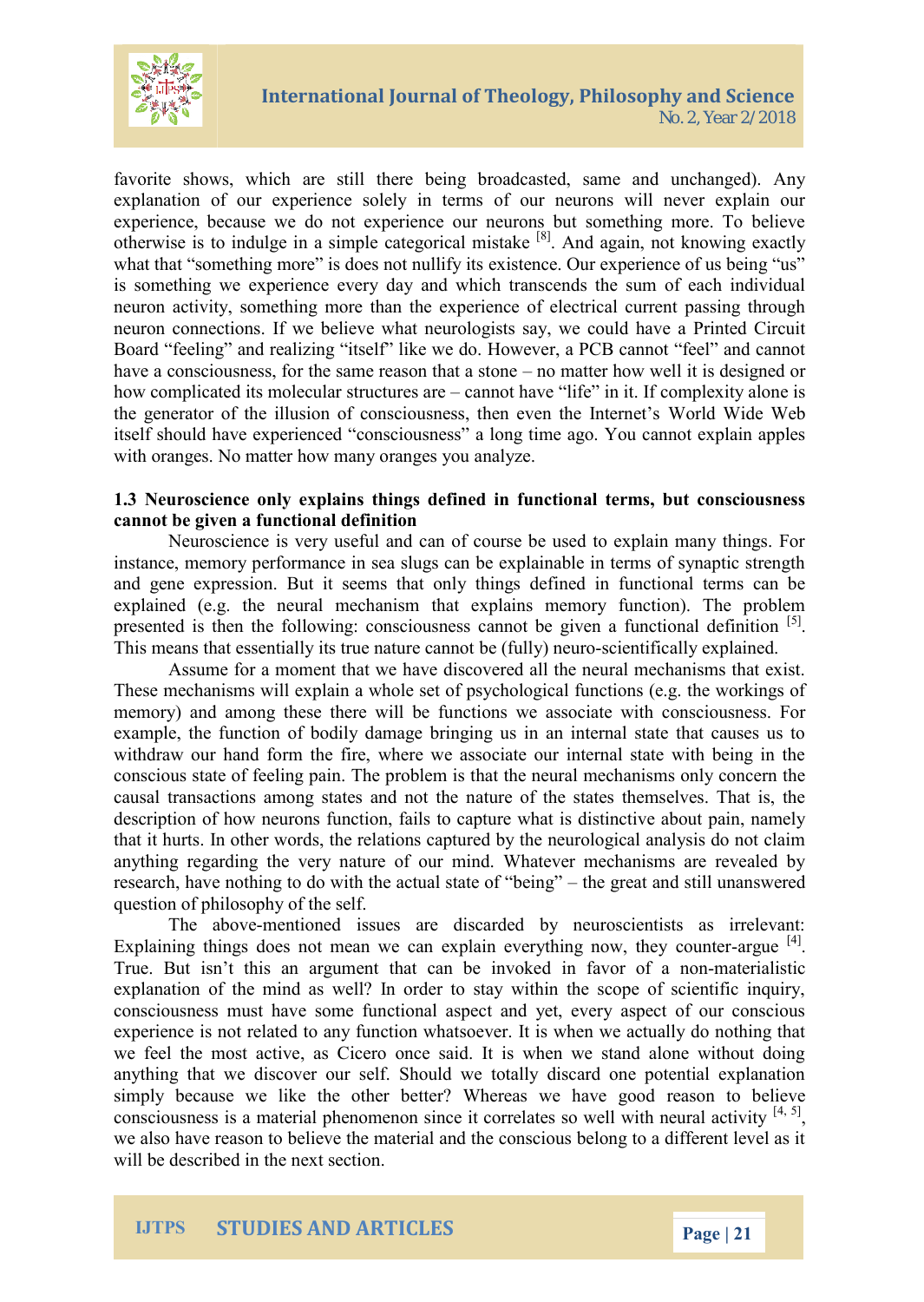favorite shows, which are still there being broadcasted, same and unchanged). Any explanation of our experience solely in terms of our neurons will never explain our experience, because we do not experience our neurons but something more. To believe otherwise is to indulge in a simple categorical mistake [8]. And again, not knowing exactly what that "something more" is does not nullify its existence. Our experience of us being "us" is something we experience every day and which transcends the sum of each individual neuron activity, something more than the experience of electrical current passing through neuron connections. If we believe what neurologists say, we could have a Printed Circuit Board "feeling" and realizing "itself" like we do. However, a PCB cannot "feel" and cannot have a consciousness, for the same reason that a stone – no matter how well it is designed or how complicated its molecular structures are – cannot have "life" in it. If complexity alone is the generator of the illusion of consciousness, then even the Internet's World Wide Web itself should have experienced "consciousness" a long time ago. You cannot explain apples with oranges. No matter how many oranges you analyze.

### 1.3 Neuroscience only explains things defined in functional terms, but consciousness cannot be given a functional definition

Neuroscience is very useful and can of course be used to explain many things. For instance, memory performance in sea slugs can be explainable in terms of synaptic strength and gene expression. But it seems that only things defined in functional terms can be explained (e.g. the neural mechanism that explains memory function). The problem presented is then the following: consciousness cannot be given a functional definition [5]. This means that essentially its true nature cannot be (fully) neuro-scientifically explained.

Assume for a moment that we have discovered all the neural mechanisms that exist. These mechanisms will explain a whole set of psychological functions (e.g. the workings of memory) and among these there will be functions we associate with consciousness. For example, the function of bodily damage bringing us in an internal state that causes us to withdraw our hand form the fire, where we associate our internal state with being in the conscious state of feeling pain. The problem is that the neural mechanisms only concern the causal transactions among states and not the nature of the states themselves. That is, the description of how neurons function, fails to capture what is distinctive about pain, namely that it hurts. In other words, the relations captured by the neurological analysis do not claim anything regarding the very nature of our mind. Whatever mechanisms are revealed by research, have nothing to do with the actual state of "being" – the great and still unanswered question of philosophy of the self.

The above-mentioned issues are discarded by neuroscientists as irrelevant: Explaining things does not mean we can explain everything now, they counter-argue [4]. True. But isn't this an argument that can be invoked in favor of a non-materialistic explanation of the mind as well? In order to stay within the scope of scientific inquiry, consciousness must have some functional aspect and yet, every aspect of our conscious experience is not related to any function whatsoever. It is when we actually do nothing that we feel the most active, as Cicero once said. It is when we stand alone without doing anything that we discover our self. Should we totally discard one potential explanation simply because we like the other better? Whereas we have good reason to believe consciousness is a material phenomenon since it correlates so well with neural activity [4, 5], we also have reason to believe the material and the conscious belong to a different level as it will be described in the next section.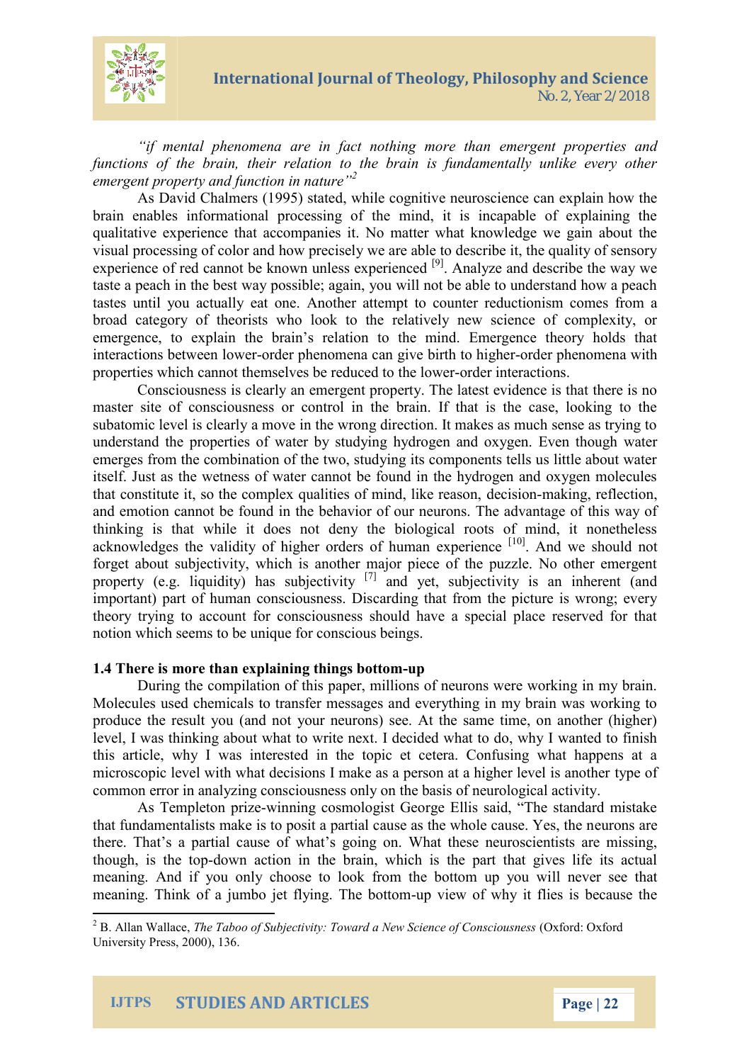*"if mental phenomena are in fact nothing more than emergent properties and functions of the brain, their relation to the brain is fundamentally unlike every other emergent property and function in nature"*[2]

As David Chalmers (1995) stated, while cognitive neuroscience can explain how the brain enables informational processing of the mind, it is incapable of explaining the qualitative experience that accompanies it. No matter what knowledge we gain about the visual processing of color and how precisely we are able to describe it, the quality of sensory experience of red cannot be known unless experienced [9]. Analyze and describe the way we taste a peach in the best way possible; again, you will not be able to understand how a peach tastes until you actually eat one. Another attempt to counter reductionism comes from a broad category of theorists who look to the relatively new science of complexity, or emergence, to explain the brain's relation to the mind. Emergence theory holds that interactions between lower-order phenomena can give birth to higher-order phenomena with properties which cannot themselves be reduced to the lower-order interactions.

Consciousness is clearly an emergent property. The latest evidence is that there is no master site of consciousness or control in the brain. If that is the case, looking to the subatomic level is clearly a move in the wrong direction. It makes as much sense as trying to understand the properties of water by studying hydrogen and oxygen. Even though water emerges from the combination of the two, studying its components tells us little about water itself. Just as the wetness of water cannot be found in the hydrogen and oxygen molecules that constitute it, so the complex qualities of mind, like reason, decision-making, reflection, and emotion cannot be found in the behavior of our neurons. The advantage of this way of thinking is that while it does not deny the biological roots of mind, it nonetheless acknowledges the validity of higher orders of human experience [10]. And we should not forget about subjectivity, which is another major piece of the puzzle. No other emergent property (e.g. liquidity) has subjectivity [7] and yet, subjectivity is an inherent (and important) part of human consciousness. Discarding that from the picture is wrong; every theory trying to account for consciousness should have a special place reserved for that notion which seems to be unique for conscious beings.

### 1.4 There is more than explaining things bottom-up

During the compilation of this paper, millions of neurons were working in my brain. Molecules used chemicals to transfer messages and everything in my brain was working to produce the result you (and not your neurons) see. At the same time, on another (higher) level, I was thinking about what to write next. I decided what to do, why I wanted to finish this article, why I was interested in the topic et cetera. Confusing what happens at a microscopic level with what decisions I make as a person at a higher level is another type of common error in analyzing consciousness only on the basis of neurological activity.

As Templeton prize-winning cosmologist George Ellis said, "The standard mistake that fundamentalists make is to posit a partial cause as the whole cause. Yes, the neurons are there. That's a partial cause of what's going on. What these neuroscientists are missing, though, is the top-down action in the brain, which is the part that gives life its actual meaning. And if you only choose to look from the bottom up you will never see that meaning. Think of a jumbo jet flying. The bottom-up view of why it flies is because the

---

[2] B. Allan Wallace, *The Taboo of Subjectivity: Toward a New Science of Consciousness* (Oxford: Oxford University Press, 2000), 136.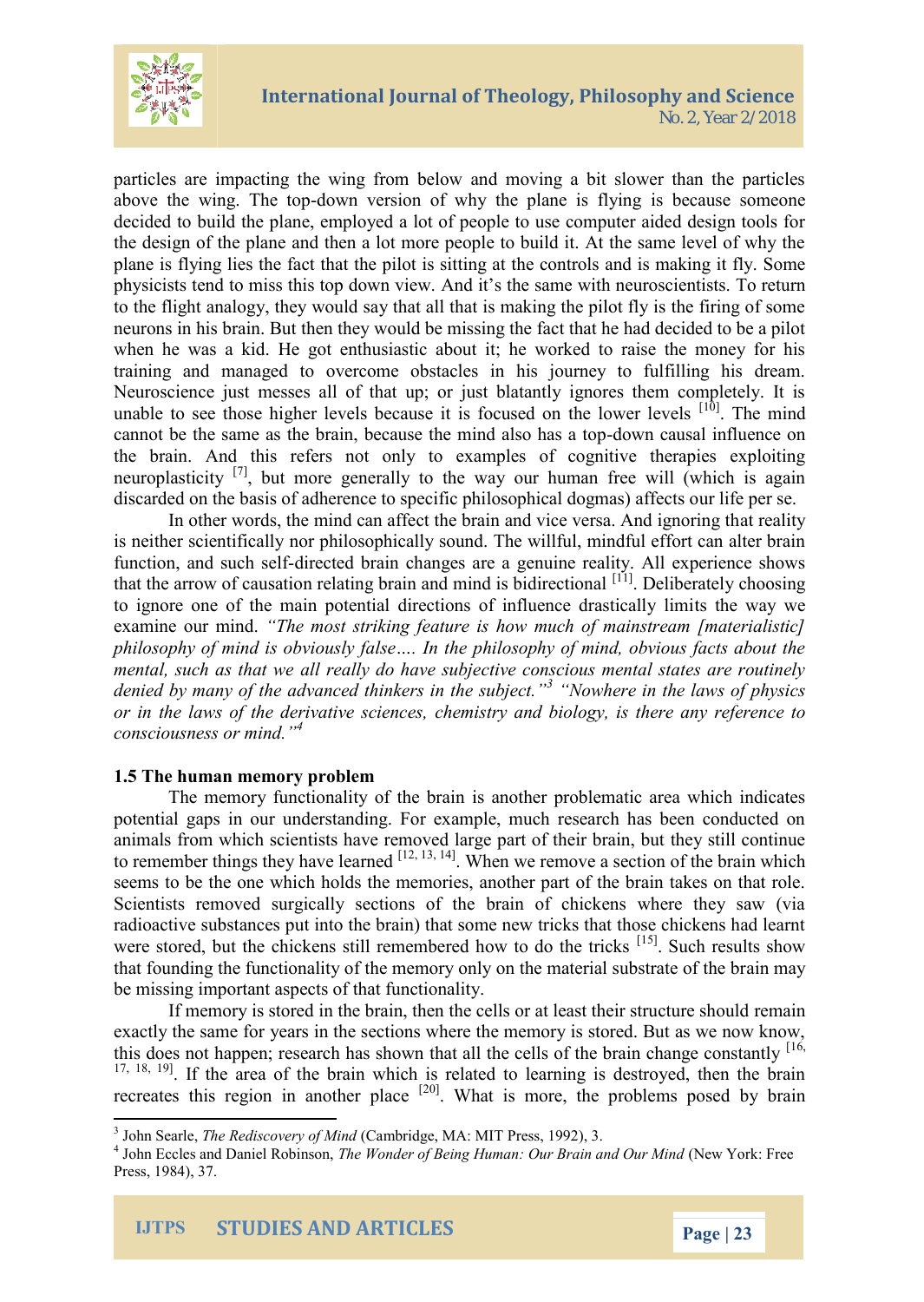particles are impacting the wing from below and moving a bit slower than the particles above the wing. The top-down version of why the plane is flying is because someone decided to build the plane, employed a lot of people to use computer aided design tools for the design of the plane and then a lot more people to build it. At the same level of why the plane is flying lies the fact that the pilot is sitting at the controls and is making it fly. Some physicists tend to miss this top down view. And it's the same with neuroscientists. To return to the flight analogy, they would say that all that is making the pilot fly is the firing of some neurons in his brain. But then they would be missing the fact that he had decided to be a pilot when he was a kid. He got enthusiastic about it; he worked to raise the money for his training and managed to overcome obstacles in his journey to fulfilling his dream. Neuroscience just messes all of that up; or just blatantly ignores them completely. It is unable to see those higher levels because it is focused on the lower levels [10]. The mind cannot be the same as the brain, because the mind also has a top-down causal influence on the brain. And this refers not only to examples of cognitive therapies exploiting neuroplasticity [7], but more generally to the way our human free will (which is again discarded on the basis of adherence to specific philosophical dogmas) affects our life per se.

In other words, the mind can affect the brain and vice versa. And ignoring that reality is neither scientifically nor philosophically sound. The willful, mindful effort can alter brain function, and such self-directed brain changes are a genuine reality. All experience shows that the arrow of causation relating brain and mind is bidirectional [11]. Deliberately choosing to ignore one of the main potential directions of influence drastically limits the way we examine our mind. *"The most striking feature is how much of mainstream [materialistic] philosophy of mind is obviously false…. In the philosophy of mind, obvious facts about the mental, such as that we all really do have subjective conscious mental states are routinely denied by many of the advanced thinkers in the subject."*[3] *"Nowhere in the laws of physics or in the laws of the derivative sciences, chemistry and biology, is there any reference to consciousness or mind."*[4]

### 1.5 The human memory problem

The memory functionality of the brain is another problematic area which indicates potential gaps in our understanding. For example, much research has been conducted on animals from which scientists have removed large part of their brain, but they still continue to remember things they have learned [12, 13, 14]. When we remove a section of the brain which seems to be the one which holds the memories, another part of the brain takes on that role. Scientists removed surgically sections of the brain of chickens where they saw (via radioactive substances put into the brain) that some new tricks that those chickens had learnt were stored, but the chickens still remembered how to do the tricks [15]. Such results show that founding the functionality of the memory only on the material substrate of the brain may be missing important aspects of that functionality.

If memory is stored in the brain, then the cells or at least their structure should remain exactly the same for years in the sections where the memory is stored. But as we now know, this does not happen; research has shown that all the cells of the brain change constantly [16, 17, 18, 19]. If the area of the brain which is related to learning is destroyed, then the brain recreates this region in another place [20]. What is more, the problems posed by brain

---

[3] John Searle, *The Rediscovery of Mind* (Cambridge, MA: MIT Press, 1992), 3.

[4] John Eccles and Daniel Robinson, *The Wonder of Being Human: Our Brain and Our Mind* (New York: Free Press, 1984), 37.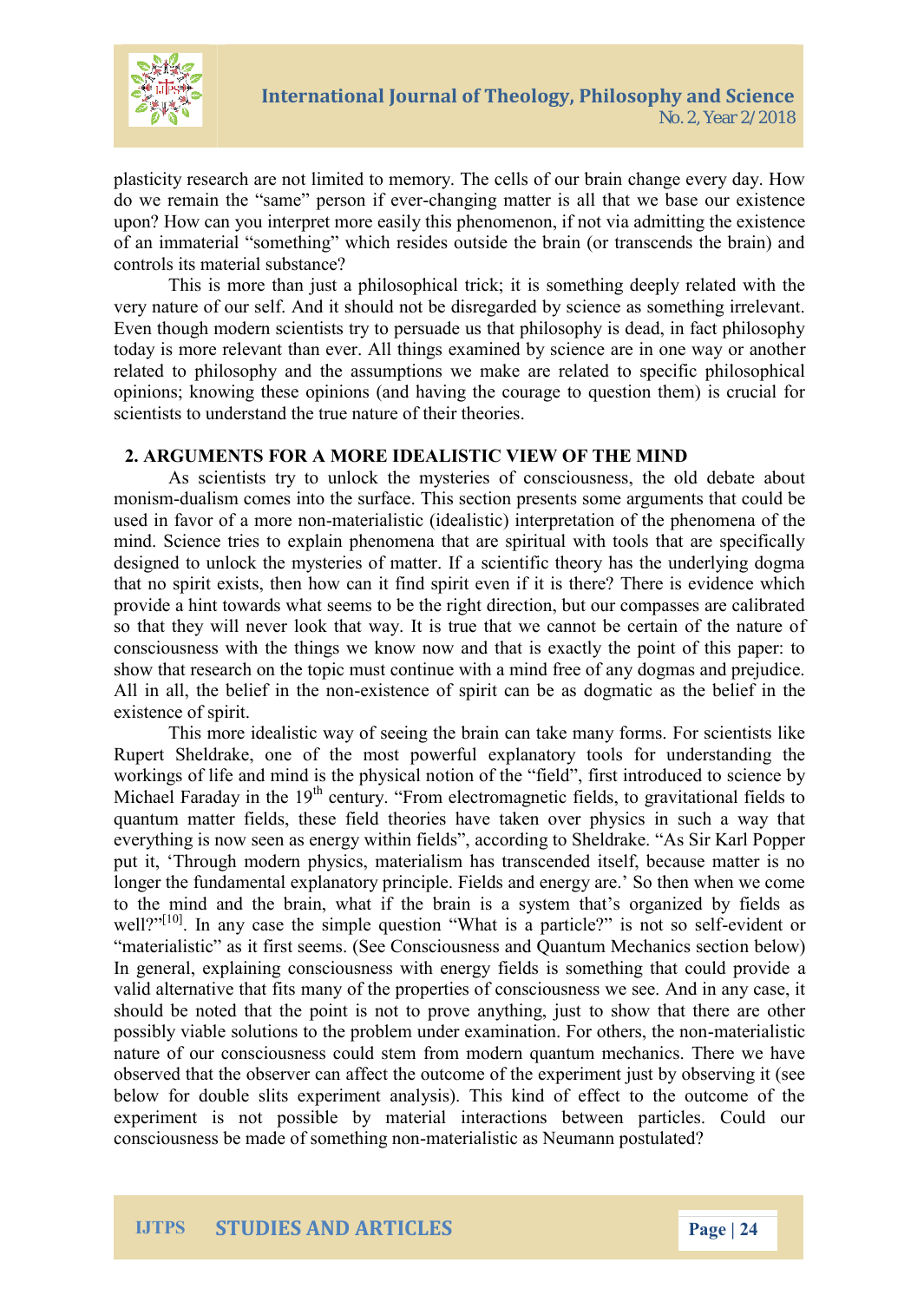plasticity research are not limited to memory. The cells of our brain change every day. How do we remain the "same" person if ever-changing matter is all that we base our existence upon? How can you interpret more easily this phenomenon, if not via admitting the existence of an immaterial "something" which resides outside the brain (or transcends the brain) and controls its material substance?

This is more than just a philosophical trick; it is something deeply related with the very nature of our self. And it should not be disregarded by science as something irrelevant. Even though modern scientists try to persuade us that philosophy is dead, in fact philosophy today is more relevant than ever. All things examined by science are in one way or another related to philosophy and the assumptions we make are related to specific philosophical opinions; knowing these opinions (and having the courage to question them) is crucial for scientists to understand the true nature of their theories.

## 2. ARGUMENTS FOR A MORE IDEALISTIC VIEW OF THE MIND

As scientists try to unlock the mysteries of consciousness, the old debate about monism-dualism comes into the surface. This section presents some arguments that could be used in favor of a more non-materialistic (idealistic) interpretation of the phenomena of the mind. Science tries to explain phenomena that are spiritual with tools that are specifically designed to unlock the mysteries of matter. If a scientific theory has the underlying dogma that no spirit exists, then how can it find spirit even if it is there? There is evidence which provide a hint towards what seems to be the right direction, but our compasses are calibrated so that they will never look that way. It is true that we cannot be certain of the nature of consciousness with the things we know now and that is exactly the point of this paper: to show that research on the topic must continue with a mind free of any dogmas and prejudice. All in all, the belief in the non-existence of spirit can be as dogmatic as the belief in the existence of spirit.

This more idealistic way of seeing the brain can take many forms. For scientists like Rupert Sheldrake, one of the most powerful explanatory tools for understanding the workings of life and mind is the physical notion of the "field", first introduced to science by Michael Faraday in the 19th century. "From electromagnetic fields, to gravitational fields to quantum matter fields, these field theories have taken over physics in such a way that everything is now seen as energy within fields", according to Sheldrake. "As Sir Karl Popper put it, 'Through modern physics, materialism has transcended itself, because matter is no longer the fundamental explanatory principle. Fields and energy are.' So then when we come to the mind and the brain, what if the brain is a system that's organized by fields as well?"[10]. In any case the simple question "What is a particle?" is not so self-evident or "materialistic" as it first seems. (See Consciousness and Quantum Mechanics section below) In general, explaining consciousness with energy fields is something that could provide a valid alternative that fits many of the properties of consciousness we see. And in any case, it should be noted that the point is not to prove anything, just to show that there are other possibly viable solutions to the problem under examination. For others, the non-materialistic nature of our consciousness could stem from modern quantum mechanics. There we have observed that the observer can affect the outcome of the experiment just by observing it (see below for double slits experiment analysis). This kind of effect to the outcome of the experiment is not possible by material interactions between particles. Could our consciousness be made of something non-materialistic as Neumann postulated?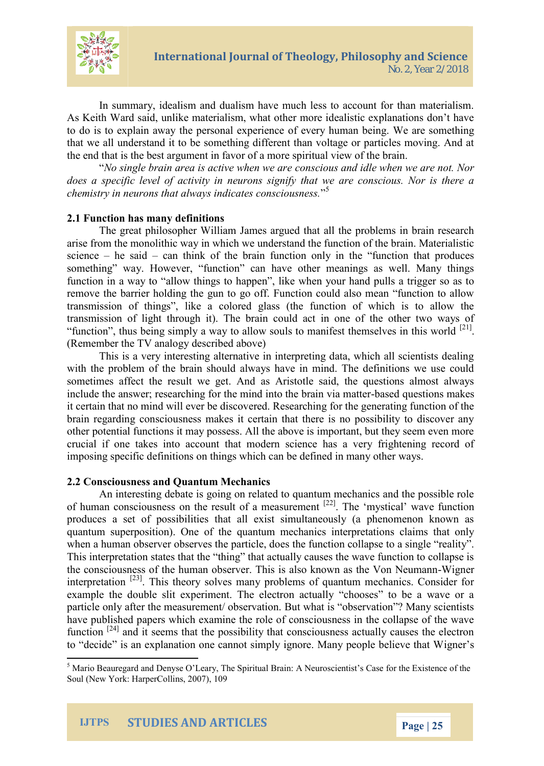In summary, idealism and dualism have much less to account for than materialism. As Keith Ward said, unlike materialism, what other more idealistic explanations don't have to do is to explain away the personal experience of every human being. We are something that we all understand it to be something different than voltage or particles moving. And at the end that is the best argument in favor of a more spiritual view of the brain.

"*No single brain area is active when we are conscious and idle when we are not. Nor does a specific level of activity in neurons signify that we are conscious. Nor is there a chemistry in neurons that always indicates consciousness.*"[5]

### 2.1 Function has many definitions

The great philosopher William James argued that all the problems in brain research arise from the monolithic way in which we understand the function of the brain. Materialistic science – he said – can think of the brain function only in the "function that produces something" way. However, "function" can have other meanings as well. Many things function in a way to "allow things to happen", like when your hand pulls a trigger so as to remove the barrier holding the gun to go off. Function could also mean "function to allow transmission of things", like a colored glass (the function of which is to allow the transmission of light through it). The brain could act in one of the other two ways of "function", thus being simply a way to allow souls to manifest themselves in this world [21]. (Remember the TV analogy described above)

This is a very interesting alternative in interpreting data, which all scientists dealing with the problem of the brain should always have in mind. The definitions we use could sometimes affect the result we get. And as Aristotle said, the questions almost always include the answer; researching for the mind into the brain via matter-based questions makes it certain that no mind will ever be discovered. Researching for the generating function of the brain regarding consciousness makes it certain that there is no possibility to discover any other potential functions it may possess. All the above is important, but they seem even more crucial if one takes into account that modern science has a very frightening record of imposing specific definitions on things which can be defined in many other ways.

### 2.2 Consciousness and Quantum Mechanics

An interesting debate is going on related to quantum mechanics and the possible role of human consciousness on the result of a measurement [22]. The 'mystical' wave function produces a set of possibilities that all exist simultaneously (a phenomenon known as quantum superposition). One of the quantum mechanics interpretations claims that only when a human observer observes the particle, does the function collapse to a single "reality". This interpretation states that the "thing" that actually causes the wave function to collapse is the consciousness of the human observer. This is also known as the Von Neumann-Wigner interpretation [23]. This theory solves many problems of quantum mechanics. Consider for example the double slit experiment. The electron actually "chooses" to be a wave or a particle only after the measurement/ observation. But what is "observation"? Many scientists have published papers which examine the role of consciousness in the collapse of the wave function [24] and it seems that the possibility that consciousness actually causes the electron to "decide" is an explanation one cannot simply ignore. Many people believe that Wigner's

---

[5] Mario Beauregard and Denyse O'Leary, The Spiritual Brain: A Neuroscientist's Case for the Existence of the Soul (New York: HarperCollins, 2007), 109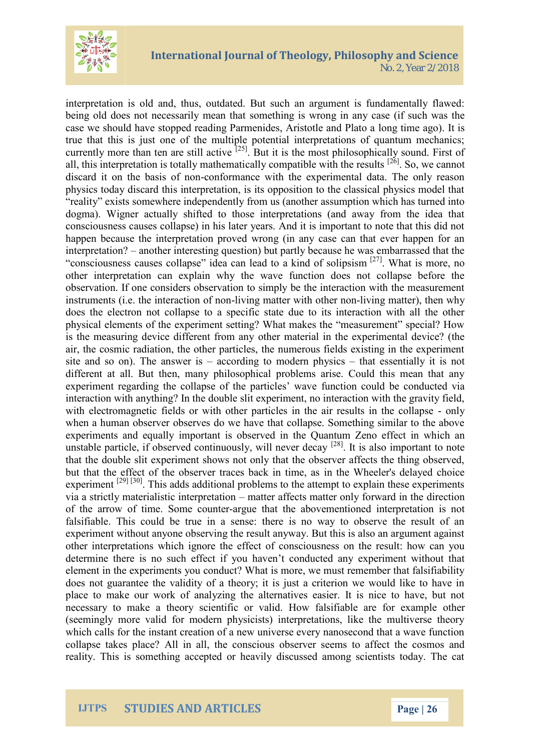interpretation is old and, thus, outdated. But such an argument is fundamentally flawed: being old does not necessarily mean that something is wrong in any case (if such was the case we should have stopped reading Parmenides, Aristotle and Plato a long time ago). It is true that this is just one of the multiple potential interpretations of quantum mechanics; currently more than ten are still active [25]. But it is the most philosophically sound. First of all, this interpretation is totally mathematically compatible with the results [26]. So, we cannot discard it on the basis of non-conformance with the experimental data. The only reason physics today discard this interpretation, is its opposition to the classical physics model that "reality" exists somewhere independently from us (another assumption which has turned into dogma). Wigner actually shifted to those interpretations (and away from the idea that consciousness causes collapse) in his later years. And it is important to note that this did not happen because the interpretation proved wrong (in any case can that ever happen for an interpretation? – another interesting question) but partly because he was embarrassed that the "consciousness causes collapse" idea can lead to a kind of solipsism [27]. What is more, no other interpretation can explain why the wave function does not collapse before the observation. If one considers observation to simply be the interaction with the measurement instruments (i.e. the interaction of non-living matter with other non-living matter), then why does the electron not collapse to a specific state due to its interaction with all the other physical elements of the experiment setting? What makes the "measurement" special? How is the measuring device different from any other material in the experimental device? (the air, the cosmic radiation, the other particles, the numerous fields existing in the experiment site and so on). The answer is – according to modern physics – that essentially it is not different at all. But then, many philosophical problems arise. Could this mean that any experiment regarding the collapse of the particles' wave function could be conducted via interaction with anything? In the double slit experiment, no interaction with the gravity field, with electromagnetic fields or with other particles in the air results in the collapse - only when a human observer observes do we have that collapse. Something similar to the above experiments and equally important is observed in the Quantum Zeno effect in which an unstable particle, if observed continuously, will never decay [28]. It is also important to note that the double slit experiment shows not only that the observer affects the thing observed, but that the effect of the observer traces back in time, as in the Wheeler's delayed choice experiment [29] [30]. This adds additional problems to the attempt to explain these experiments via a strictly materialistic interpretation – matter affects matter only forward in the direction of the arrow of time. Some counter-argue that the abovementioned interpretation is not falsifiable. This could be true in a sense: there is no way to observe the result of an experiment without anyone observing the result anyway. But this is also an argument against other interpretations which ignore the effect of consciousness on the result: how can you determine there is no such effect if you haven't conducted any experiment without that element in the experiments you conduct? What is more, we must remember that falsifiability does not guarantee the validity of a theory; it is just a criterion we would like to have in place to make our work of analyzing the alternatives easier. It is nice to have, but not necessary to make a theory scientific or valid. How falsifiable are for example other (seemingly more valid for modern physicists) interpretations, like the multiverse theory which calls for the instant creation of a new universe every nanosecond that a wave function collapse takes place? All in all, the conscious observer seems to affect the cosmos and reality. This is something accepted or heavily discussed among scientists today. The cat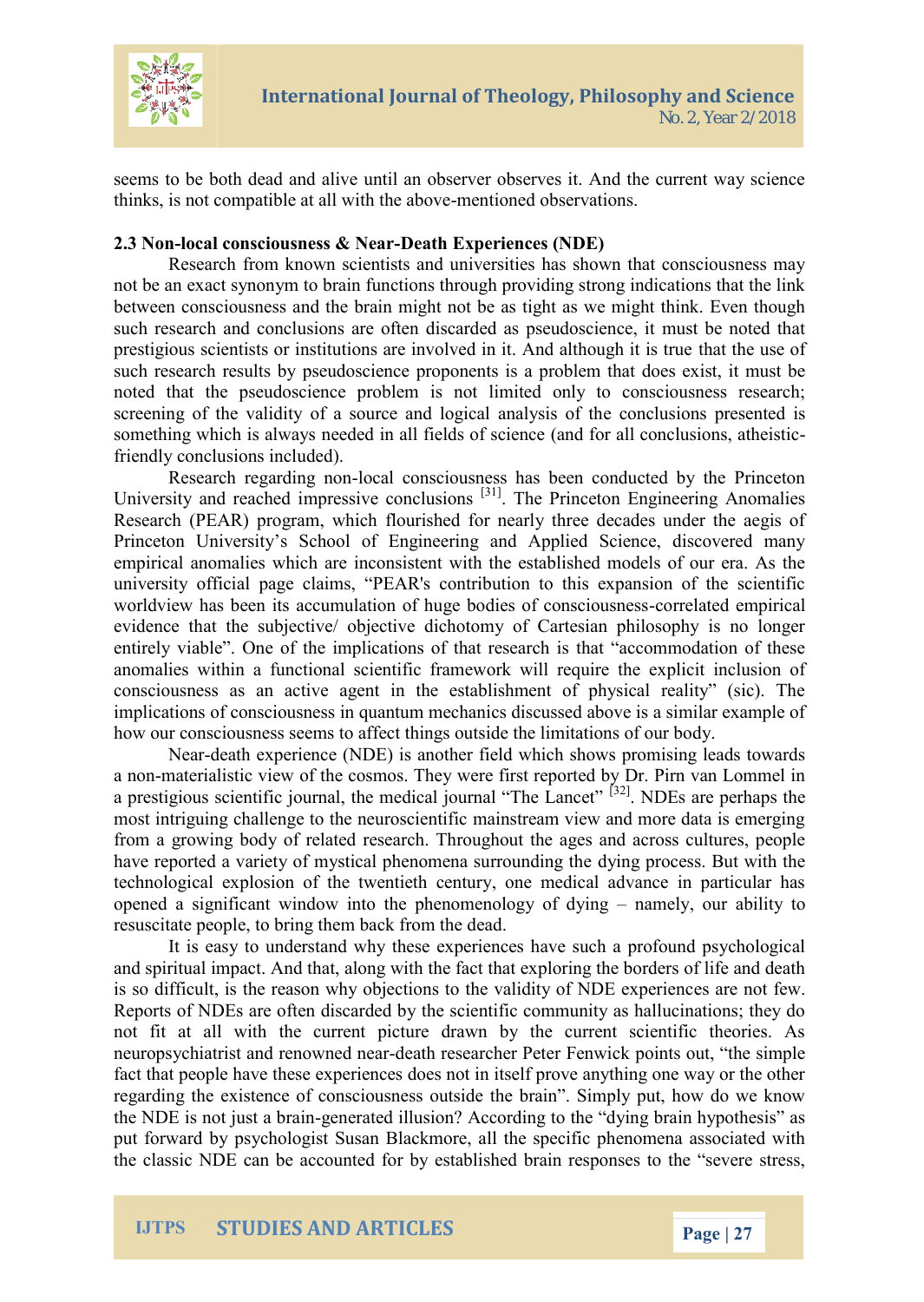seems to be both dead and alive until an observer observes it. And the current way science thinks, is not compatible at all with the above-mentioned observations.

### 2.3 Non-local consciousness & Near-Death Experiences (NDE)

Research from known scientists and universities has shown that consciousness may not be an exact synonym to brain functions through providing strong indications that the link between consciousness and the brain might not be as tight as we might think. Even though such research and conclusions are often discarded as pseudoscience, it must be noted that prestigious scientists or institutions are involved in it. And although it is true that the use of such research results by pseudoscience proponents is a problem that does exist, it must be noted that the pseudoscience problem is not limited only to consciousness research; screening of the validity of a source and logical analysis of the conclusions presented is something which is always needed in all fields of science (and for all conclusions, atheistic-friendly conclusions included).

Research regarding non-local consciousness has been conducted by the Princeton University and reached impressive conclusions [31]. The Princeton Engineering Anomalies Research (PEAR) program, which flourished for nearly three decades under the aegis of Princeton University's School of Engineering and Applied Science, discovered many empirical anomalies which are inconsistent with the established models of our era. As the university official page claims, "PEAR's contribution to this expansion of the scientific worldview has been its accumulation of huge bodies of consciousness-correlated empirical evidence that the subjective/ objective dichotomy of Cartesian philosophy is no longer entirely viable". One of the implications of that research is that "accommodation of these anomalies within a functional scientific framework will require the explicit inclusion of consciousness as an active agent in the establishment of physical reality" (sic). The implications of consciousness in quantum mechanics discussed above is a similar example of how our consciousness seems to affect things outside the limitations of our body.

Near-death experience (NDE) is another field which shows promising leads towards a non-materialistic view of the cosmos. They were first reported by Dr. Pirn van Lommel in a prestigious scientific journal, the medical journal "The Lancet" [32]. NDEs are perhaps the most intriguing challenge to the neuroscientific mainstream view and more data is emerging from a growing body of related research. Throughout the ages and across cultures, people have reported a variety of mystical phenomena surrounding the dying process. But with the technological explosion of the twentieth century, one medical advance in particular has opened a significant window into the phenomenology of dying – namely, our ability to resuscitate people, to bring them back from the dead.

It is easy to understand why these experiences have such a profound psychological and spiritual impact. And that, along with the fact that exploring the borders of life and death is so difficult, is the reason why objections to the validity of NDE experiences are not few. Reports of NDEs are often discarded by the scientific community as hallucinations; they do not fit at all with the current picture drawn by the current scientific theories. As neuropsychiatrist and renowned near-death researcher Peter Fenwick points out, "the simple fact that people have these experiences does not in itself prove anything one way or the other regarding the existence of consciousness outside the brain". Simply put, how do we know the NDE is not just a brain-generated illusion? According to the "dying brain hypothesis" as put forward by psychologist Susan Blackmore, all the specific phenomena associated with the classic NDE can be accounted for by established brain responses to the "severe stress,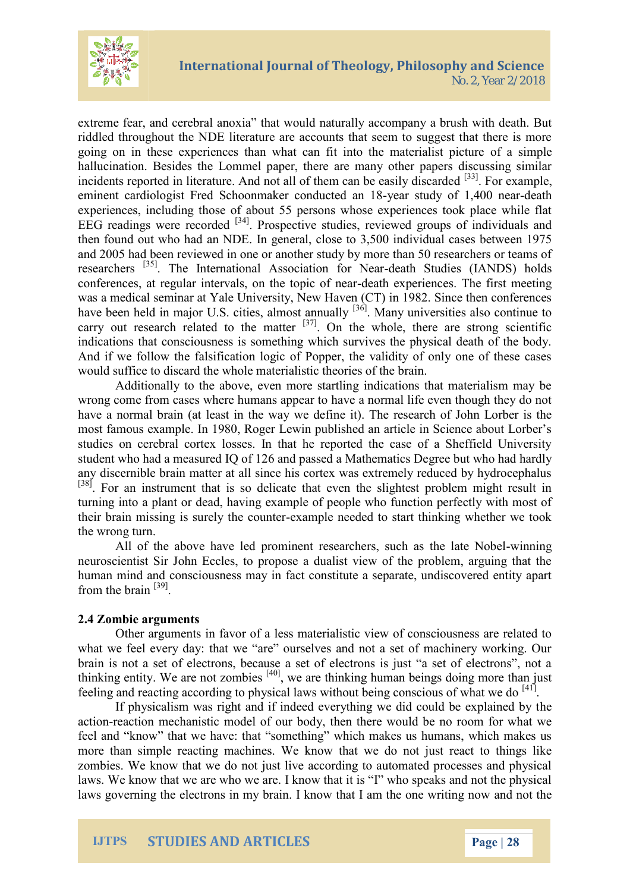extreme fear, and cerebral anoxia" that would naturally accompany a brush with death. But riddled throughout the NDE literature are accounts that seem to suggest that there is more going on in these experiences than what can fit into the materialist picture of a simple hallucination. Besides the Lommel paper, there are many other papers discussing similar incidents reported in literature. And not all of them can be easily discarded [33]. For example, eminent cardiologist Fred Schoonmaker conducted an 18-year study of 1,400 near-death experiences, including those of about 55 persons whose experiences took place while flat EEG readings were recorded [34]. Prospective studies, reviewed groups of individuals and then found out who had an NDE. In general, close to 3,500 individual cases between 1975 and 2005 had been reviewed in one or another study by more than 50 researchers or teams of researchers [35]. The International Association for Near-death Studies (IANDS) holds conferences, at regular intervals, on the topic of near-death experiences. The first meeting was a medical seminar at Yale University, New Haven (CT) in 1982. Since then conferences have been held in major U.S. cities, almost annually [36]. Many universities also continue to carry out research related to the matter [37]. On the whole, there are strong scientific indications that consciousness is something which survives the physical death of the body. And if we follow the falsification logic of Popper, the validity of only one of these cases would suffice to discard the whole materialistic theories of the brain.

Additionally to the above, even more startling indications that materialism may be wrong come from cases where humans appear to have a normal life even though they do not have a normal brain (at least in the way we define it). The research of John Lorber is the most famous example. In 1980, Roger Lewin published an article in Science about Lorber's studies on cerebral cortex losses. In that he reported the case of a Sheffield University student who had a measured IQ of 126 and passed a Mathematics Degree but who had hardly any discernible brain matter at all since his cortex was extremely reduced by hydrocephalus [38]. For an instrument that is so delicate that even the slightest problem might result in turning into a plant or dead, having example of people who function perfectly with most of their brain missing is surely the counter-example needed to start thinking whether we took the wrong turn.

All of the above have led prominent researchers, such as the late Nobel-winning neuroscientist Sir John Eccles, to propose a dualist view of the problem, arguing that the human mind and consciousness may in fact constitute a separate, undiscovered entity apart from the brain [39].

### 2.4 Zombie arguments

Other arguments in favor of a less materialistic view of consciousness are related to what we feel every day: that we "are" ourselves and not a set of machinery working. Our brain is not a set of electrons, because a set of electrons is just "a set of electrons", not a thinking entity. We are not zombies [40], we are thinking human beings doing more than just feeling and reacting according to physical laws without being conscious of what we do [41].

If physicalism was right and if indeed everything we did could be explained by the action-reaction mechanistic model of our body, then there would be no room for what we feel and "know" that we have: that "something" which makes us humans, which makes us more than simple reacting machines. We know that we do not just react to things like zombies. We know that we do not just live according to automated processes and physical laws. We know that we are who we are. I know that it is "I" who speaks and not the physical laws governing the electrons in my brain. I know that I am the one writing now and not the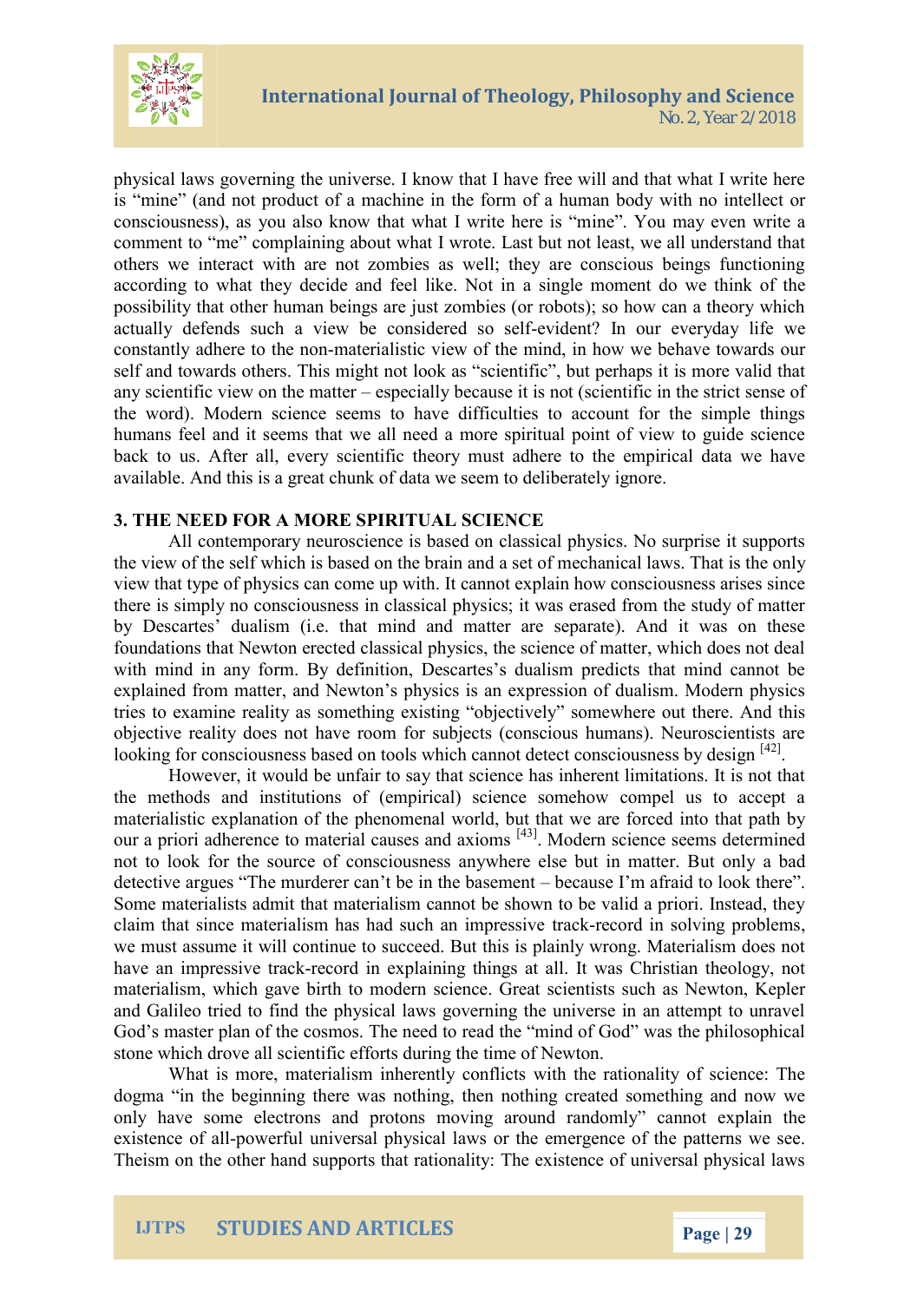physical laws governing the universe. I know that I have free will and that what I write here is "mine" (and not product of a machine in the form of a human body with no intellect or consciousness), as you also know that what I write here is "mine". You may even write a comment to "me" complaining about what I wrote. Last but not least, we all understand that others we interact with are not zombies as well; they are conscious beings functioning according to what they decide and feel like. Not in a single moment do we think of the possibility that other human beings are just zombies (or robots); so how can a theory which actually defends such a view be considered so self-evident? In our everyday life we constantly adhere to the non-materialistic view of the mind, in how we behave towards our self and towards others. This might not look as "scientific", but perhaps it is more valid that any scientific view on the matter – especially because it is not (scientific in the strict sense of the word). Modern science seems to have difficulties to account for the simple things humans feel and it seems that we all need a more spiritual point of view to guide science back to us. After all, every scientific theory must adhere to the empirical data we have available. And this is a great chunk of data we seem to deliberately ignore.

## 3. THE NEED FOR A MORE SPIRITUAL SCIENCE

All contemporary neuroscience is based on classical physics. No surprise it supports the view of the self which is based on the brain and a set of mechanical laws. That is the only view that type of physics can come up with. It cannot explain how consciousness arises since there is simply no consciousness in classical physics; it was erased from the study of matter by Descartes' dualism (i.e. that mind and matter are separate). And it was on these foundations that Newton erected classical physics, the science of matter, which does not deal with mind in any form. By definition, Descartes's dualism predicts that mind cannot be explained from matter, and Newton's physics is an expression of dualism. Modern physics tries to examine reality as something existing "objectively" somewhere out there. And this objective reality does not have room for subjects (conscious humans). Neuroscientists are looking for consciousness based on tools which cannot detect consciousness by design [42].

However, it would be unfair to say that science has inherent limitations. It is not that the methods and institutions of (empirical) science somehow compel us to accept a materialistic explanation of the phenomenal world, but that we are forced into that path by our a priori adherence to material causes and axioms [43]. Modern science seems determined not to look for the source of consciousness anywhere else but in matter. But only a bad detective argues "The murderer can't be in the basement – because I'm afraid to look there". Some materialists admit that materialism cannot be shown to be valid a priori. Instead, they claim that since materialism has had such an impressive track-record in solving problems, we must assume it will continue to succeed. But this is plainly wrong. Materialism does not have an impressive track-record in explaining things at all. It was Christian theology, not materialism, which gave birth to modern science. Great scientists such as Newton, Kepler and Galileo tried to find the physical laws governing the universe in an attempt to unravel God's master plan of the cosmos. The need to read the "mind of God" was the philosophical stone which drove all scientific efforts during the time of Newton.

What is more, materialism inherently conflicts with the rationality of science: The dogma "in the beginning there was nothing, then nothing created something and now we only have some electrons and protons moving around randomly" cannot explain the existence of all-powerful universal physical laws or the emergence of the patterns we see. Theism on the other hand supports that rationality: The existence of universal physical laws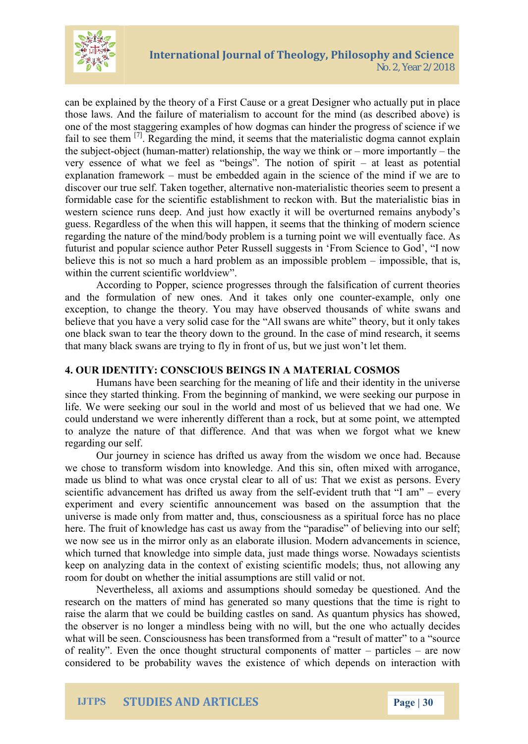can be explained by the theory of a First Cause or a great Designer who actually put in place those laws. And the failure of materialism to account for the mind (as described above) is one of the most staggering examples of how dogmas can hinder the progress of science if we fail to see them [7]. Regarding the mind, it seems that the materialistic dogma cannot explain the subject-object (human-matter) relationship, the way we think or – more importantly – the very essence of what we feel as "beings". The notion of spirit – at least as potential explanation framework – must be embedded again in the science of the mind if we are to discover our true self. Taken together, alternative non-materialistic theories seem to present a formidable case for the scientific establishment to reckon with. But the materialistic bias in western science runs deep. And just how exactly it will be overturned remains anybody's guess. Regardless of the when this will happen, it seems that the thinking of modern science regarding the nature of the mind/body problem is a turning point we will eventually face. As futurist and popular science author Peter Russell suggests in 'From Science to God', "I now believe this is not so much a hard problem as an impossible problem – impossible, that is, within the current scientific worldview".

According to Popper, science progresses through the falsification of current theories and the formulation of new ones. And it takes only one counter-example, only one exception, to change the theory. You may have observed thousands of white swans and believe that you have a very solid case for the "All swans are white" theory, but it only takes one black swan to tear the theory down to the ground. In the case of mind research, it seems that many black swans are trying to fly in front of us, but we just won't let them.

## 4. OUR IDENTITY: CONSCIOUS BEINGS IN A MATERIAL COSMOS

Humans have been searching for the meaning of life and their identity in the universe since they started thinking. From the beginning of mankind, we were seeking our purpose in life. We were seeking our soul in the world and most of us believed that we had one. We could understand we were inherently different than a rock, but at some point, we attempted to analyze the nature of that difference. And that was when we forgot what we knew regarding our self.

Our journey in science has drifted us away from the wisdom we once had. Because we chose to transform wisdom into knowledge. And this sin, often mixed with arrogance, made us blind to what was once crystal clear to all of us: That we exist as persons. Every scientific advancement has drifted us away from the self-evident truth that "I am" – every experiment and every scientific announcement was based on the assumption that the universe is made only from matter and, thus, consciousness as a spiritual force has no place here. The fruit of knowledge has cast us away from the "paradise" of believing into our self; we now see us in the mirror only as an elaborate illusion. Modern advancements in science, which turned that knowledge into simple data, just made things worse. Nowadays scientists keep on analyzing data in the context of existing scientific models; thus, not allowing any room for doubt on whether the initial assumptions are still valid or not.

Nevertheless, all axioms and assumptions should someday be questioned. And the research on the matters of mind has generated so many questions that the time is right to raise the alarm that we could be building castles on sand. As quantum physics has showed, the observer is no longer a mindless being with no will, but the one who actually decides what will be seen. Consciousness has been transformed from a "result of matter" to a "source of reality". Even the once thought structural components of matter – particles – are now considered to be probability waves the existence of which depends on interaction with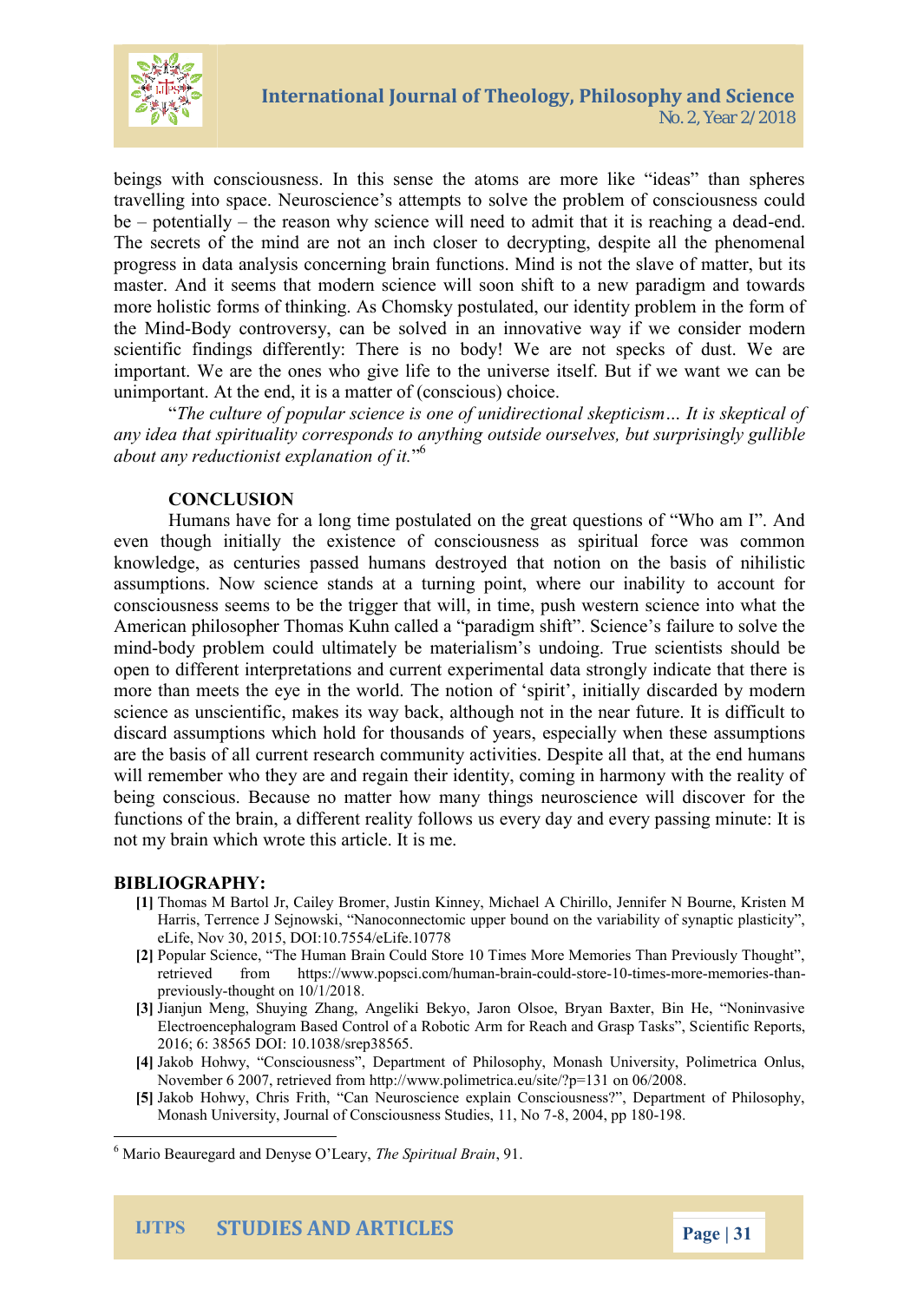beings with consciousness. In this sense the atoms are more like "ideas" than spheres travelling into space. Neuroscience's attempts to solve the problem of consciousness could be – potentially – the reason why science will need to admit that it is reaching a dead-end. The secrets of the mind are not an inch closer to decrypting, despite all the phenomenal progress in data analysis concerning brain functions. Mind is not the slave of matter, but its master. And it seems that modern science will soon shift to a new paradigm and towards more holistic forms of thinking. As Chomsky postulated, our identity problem in the form of the Mind-Body controversy, can be solved in an innovative way if we consider modern scientific findings differently: There is no body! We are not specks of dust. We are important. We are the ones who give life to the universe itself. But if we want we can be unimportant. At the end, it is a matter of (conscious) choice.

"*The culture of popular science is one of unidirectional skepticism… It is skeptical of any idea that spirituality corresponds to anything outside ourselves, but surprisingly gullible about any reductionist explanation of it.*"[6]

## CONCLUSION

Humans have for a long time postulated on the great questions of "Who am I". And even though initially the existence of consciousness as spiritual force was common knowledge, as centuries passed humans destroyed that notion on the basis of nihilistic assumptions. Now science stands at a turning point, where our inability to account for consciousness seems to be the trigger that will, in time, push western science into what the American philosopher Thomas Kuhn called a "paradigm shift". Science's failure to solve the mind-body problem could ultimately be materialism's undoing. True scientists should be open to different interpretations and current experimental data strongly indicate that there is more than meets the eye in the world. The notion of 'spirit', initially discarded by modern science as unscientific, makes its way back, although not in the near future. It is difficult to discard assumptions which hold for thousands of years, especially when these assumptions are the basis of all current research community activities. Despite all that, at the end humans will remember who they are and regain their identity, coming in harmony with the reality of being conscious. Because no matter how many things neuroscience will discover for the functions of the brain, a different reality follows us every day and every passing minute: It is not my brain which wrote this article. It is me.

## BIBLIOGRAPHY:

**[1]** Thomas M Bartol Jr, Cailey Bromer, Justin Kinney, Michael A Chirillo, Jennifer N Bourne, Kristen M Harris, Terrence J Sejnowski, "Nanoconnectomic upper bound on the variability of synaptic plasticity", eLife, Nov 30, 2015, DOI:10.7554/eLife.10778

**[2]** Popular Science, "The Human Brain Could Store 10 Times More Memories Than Previously Thought", retrieved from https://www.popsci.com/human-brain-could-store-10-times-more-memories-than-previously-thought on 10/1/2018.

**[3]** Jianjun Meng, Shuying Zhang, Angeliki Bekyo, Jaron Olsoe, Bryan Baxter, Bin He, "Noninvasive Electroencephalogram Based Control of a Robotic Arm for Reach and Grasp Tasks", Scientific Reports, 2016; 6: 38565 DOI: 10.1038/srep38565.

**[4]** Jakob Hohwy, "Consciousness", Department of Philosophy, Monash University, Polimetrica Onlus, November 6 2007, retrieved from http://www.polimetrica.eu/site/?p=131 on 06/2008.

**[5]** Jakob Hohwy, Chris Frith, "Can Neuroscience explain Consciousness?", Department of Philosophy, Monash University, Journal of Consciousness Studies, 11, No 7-8, 2004, pp 180-198.

---

[6] Mario Beauregard and Denyse O'Leary, *The Spiritual Brain*, 91.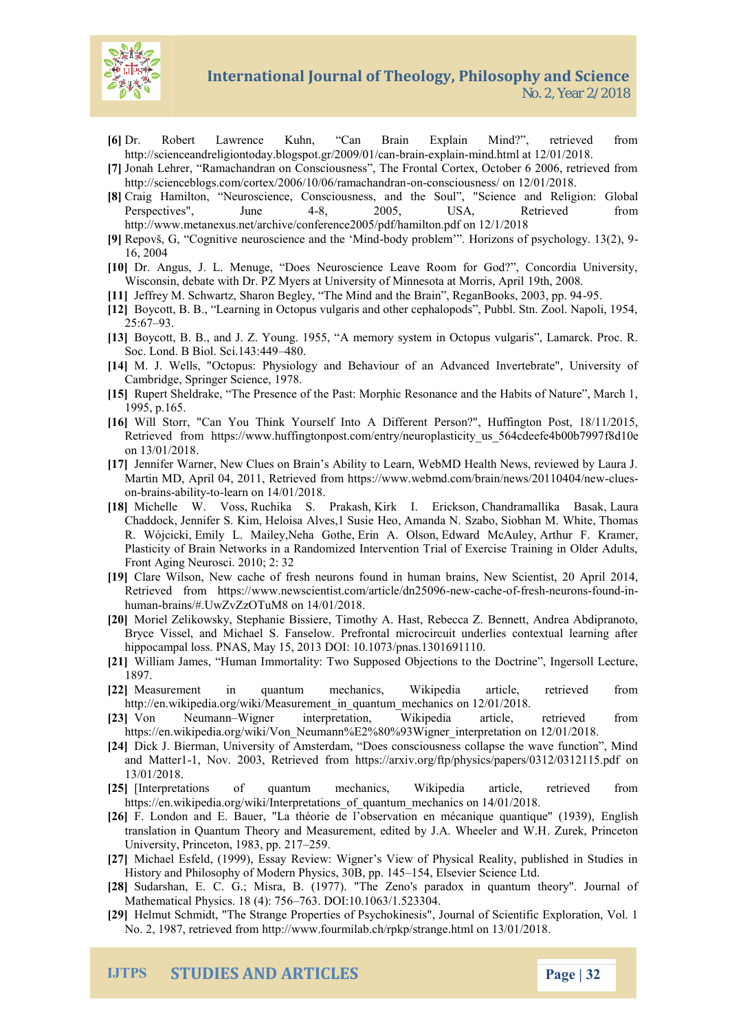**[6]** Dr. Robert Lawrence Kuhn, "Can Brain Explain Mind?", retrieved from http://scienceandreligiontoday.blogspot.gr/2009/01/can-brain-explain-mind.html at 12/01/2018.

**[7]** Jonah Lehrer, "Ramachandran on Consciousness", The Frontal Cortex, October 6 2006, retrieved from http://scienceblogs.com/cortex/2006/10/06/ramachandran-on-consciousness/ on 12/01/2018.

**[8]** Craig Hamilton, "Neuroscience, Consciousness, and the Soul", "Science and Religion: Global Perspectives", June 4-8, 2005, USA, Retrieved from http://www.metanexus.net/archive/conference2005/pdf/hamilton.pdf on 12/1/2018

**[9]** Repovš, G, "Cognitive neuroscience and the 'Mind-body problem'". Horizons of psychology. 13(2), 9-16, 2004

**[10]** Dr. Angus, J. L. Menuge, "Does Neuroscience Leave Room for God?", Concordia University, Wisconsin, debate with Dr. PZ Myers at University of Minnesota at Morris, April 19th, 2008.

**[11]** Jeffrey M. Schwartz, Sharon Begley, "The Mind and the Brain", ReganBooks, 2003, pp. 94-95.

**[12]** Boycott, B. B., "Learning in Octopus vulgaris and other cephalopods", Pubbl. Stn. Zool. Napoli, 1954, 25:67–93.

**[13]** Boycott, B. B., and J. Z. Young. 1955, "A memory system in Octopus vulgaris", Lamarck. Proc. R. Soc. Lond. B Biol. Sci.143:449–480.

**[14]** M. J. Wells, "Octopus: Physiology and Behaviour of an Advanced Invertebrate", University of Cambridge, Springer Science, 1978.

**[15]** Rupert Sheldrake, "The Presence of the Past: Morphic Resonance and the Habits of Nature", March 1, 1995, p.165.

**[16]** Will Storr, "Can You Think Yourself Into A Different Person?", Huffington Post, 18/11/2015, Retrieved from https://www.huffingtonpost.com/entry/neuroplasticity_us_564cdeefe4b00b7997f8d10e on 13/01/2018.

**[17]** Jennifer Warner, New Clues on Brain's Ability to Learn, WebMD Health News, reviewed by Laura J. Martin MD, April 04, 2011, Retrieved from https://www.webmd.com/brain/news/20110404/new-clues-on-brains-ability-to-learn on 14/01/2018.

**[18]** Michelle W. Voss, Ruchika S. Prakash, Kirk I. Erickson, Chandramallika Basak, Laura Chaddock, Jennifer S. Kim, Heloisa Alves,1 Susie Heo, Amanda N. Szabo, Siobhan M. White, Thomas R. Wójcicki, Emily L. Mailey, Neha Gothe, Erin A. Olson, Edward McAuley, Arthur F. Kramer, Plasticity of Brain Networks in a Randomized Intervention Trial of Exercise Training in Older Adults, Front Aging Neurosci. 2010; 2: 32

**[19]** Clare Wilson, New cache of fresh neurons found in human brains, New Scientist, 20 April 2014, Retrieved from https://www.newscientist.com/article/dn25096-new-cache-of-fresh-neurons-found-in-human-brains/#.UwZvZzOTuM8 on 14/01/2018.

**[20]** Moriel Zelikowsky, Stephanie Bissiere, Timothy A. Hast, Rebecca Z. Bennett, Andrea Abdipranoto, Bryce Vissel, and Michael S. Fanselow. Prefrontal microcircuit underlies contextual learning after hippocampal loss. PNAS, May 15, 2013 DOI: 10.1073/pnas.1301691110.

**[21]** William James, "Human Immortality: Two Supposed Objections to the Doctrine", Ingersoll Lecture, 1897.

**[22]** Measurement in quantum mechanics, Wikipedia article, retrieved from http://en.wikipedia.org/wiki/Measurement_in_quantum_mechanics on 12/01/2018.

**[23]** Von Neumann–Wigner interpretation, Wikipedia article, retrieved from https://en.wikipedia.org/wiki/Von_Neumann%E2%80%93Wigner_interpretation on 12/01/2018.

**[24]** Dick J. Bierman, University of Amsterdam, "Does consciousness collapse the wave function", Mind and Matter1-1, Nov. 2003, Retrieved from https://arxiv.org/ftp/physics/papers/0312/0312115.pdf on 13/01/2018.

**[25]** [Interpretations of quantum mechanics, Wikipedia article, retrieved from https://en.wikipedia.org/wiki/Interpretations_of_quantum_mechanics on 14/01/2018.

**[26]** F. London and E. Bauer, "La théorie de l'observation en mécanique quantique" (1939), English translation in Quantum Theory and Measurement, edited by J.A. Wheeler and W.H. Zurek, Princeton University, Princeton, 1983, pp. 217–259.

**[27]** Michael Esfeld, (1999), Essay Review: Wigner's View of Physical Reality, published in Studies in History and Philosophy of Modern Physics, 30B, pp. 145–154, Elsevier Science Ltd.

**[28]** Sudarshan, E. C. G.; Misra, B. (1977). "The Zeno's paradox in quantum theory". Journal of Mathematical Physics. 18 (4): 756–763. DOI:10.1063/1.523304.

**[29]** Helmut Schmidt, "The Strange Properties of Psychokinesis", Journal of Scientific Exploration, Vol. 1 No. 2, 1987, retrieved from http://www.fourmilab.ch/rpkp/strange.html on 13/01/2018.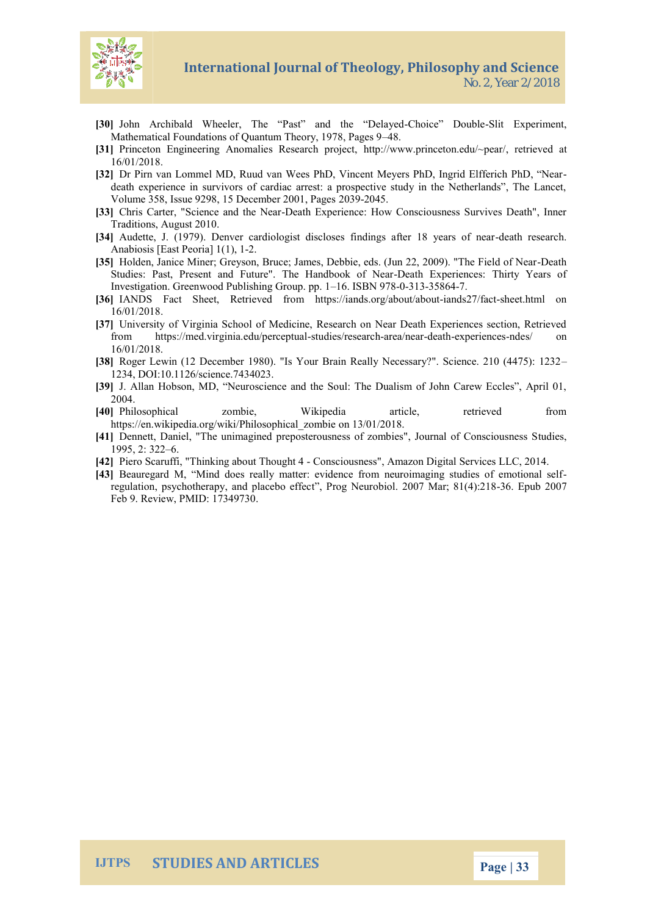**[30]** John Archibald Wheeler, The "Past" and the "Delayed-Choice" Double-Slit Experiment, Mathematical Foundations of Quantum Theory, 1978, Pages 9–48.

**[31]** Princeton Engineering Anomalies Research project, http://www.princeton.edu/~pear/, retrieved at 16/01/2018.

**[32]** Dr Pirn van Lommel MD, Ruud van Wees PhD, Vincent Meyers PhD, Ingrid Elfferich PhD, "Near-death experience in survivors of cardiac arrest: a prospective study in the Netherlands", The Lancet, Volume 358, Issue 9298, 15 December 2001, Pages 2039-2045.

**[33]** Chris Carter, "Science and the Near-Death Experience: How Consciousness Survives Death", Inner Traditions, August 2010.

**[34]** Audette, J. (1979). Denver cardiologist discloses findings after 18 years of near-death research. Anabiosis [East Peoria] 1(1), 1-2.

**[35]** Holden, Janice Miner; Greyson, Bruce; James, Debbie, eds. (Jun 22, 2009). "The Field of Near-Death Studies: Past, Present and Future". The Handbook of Near-Death Experiences: Thirty Years of Investigation. Greenwood Publishing Group. pp. 1–16. ISBN 978-0-313-35864-7.

**[36]** IANDS Fact Sheet, Retrieved from https://iands.org/about/about-iands27/fact-sheet.html on 16/01/2018.

**[37]** University of Virginia School of Medicine, Research on Near Death Experiences section, Retrieved from https://med.virginia.edu/perceptual-studies/research-area/near-death-experiences-ndes/ on 16/01/2018.

**[38]** Roger Lewin (12 December 1980). "Is Your Brain Really Necessary?". Science. 210 (4475): 1232–1234, DOI:10.1126/science.7434023.

**[39]** J. Allan Hobson, MD, "Neuroscience and the Soul: The Dualism of John Carew Eccles", April 01, 2004.

**[40]** Philosophical zombie, Wikipedia article, retrieved from https://en.wikipedia.org/wiki/Philosophical_zombie on 13/01/2018.

**[41]** Dennett, Daniel, "The unimagined preposterousness of zombies", Journal of Consciousness Studies, 1995, 2: 322–6.

**[42]** Piero Scaruffi, "Thinking about Thought 4 - Consciousness", Amazon Digital Services LLC, 2014.

**[43]** Beauregard M, "Mind does really matter: evidence from neuroimaging studies of emotional self-regulation, psychotherapy, and placebo effect", Prog Neurobiol. 2007 Mar; 81(4):218-36. Epub 2007 Feb 9. Review, PMID: 17349730.